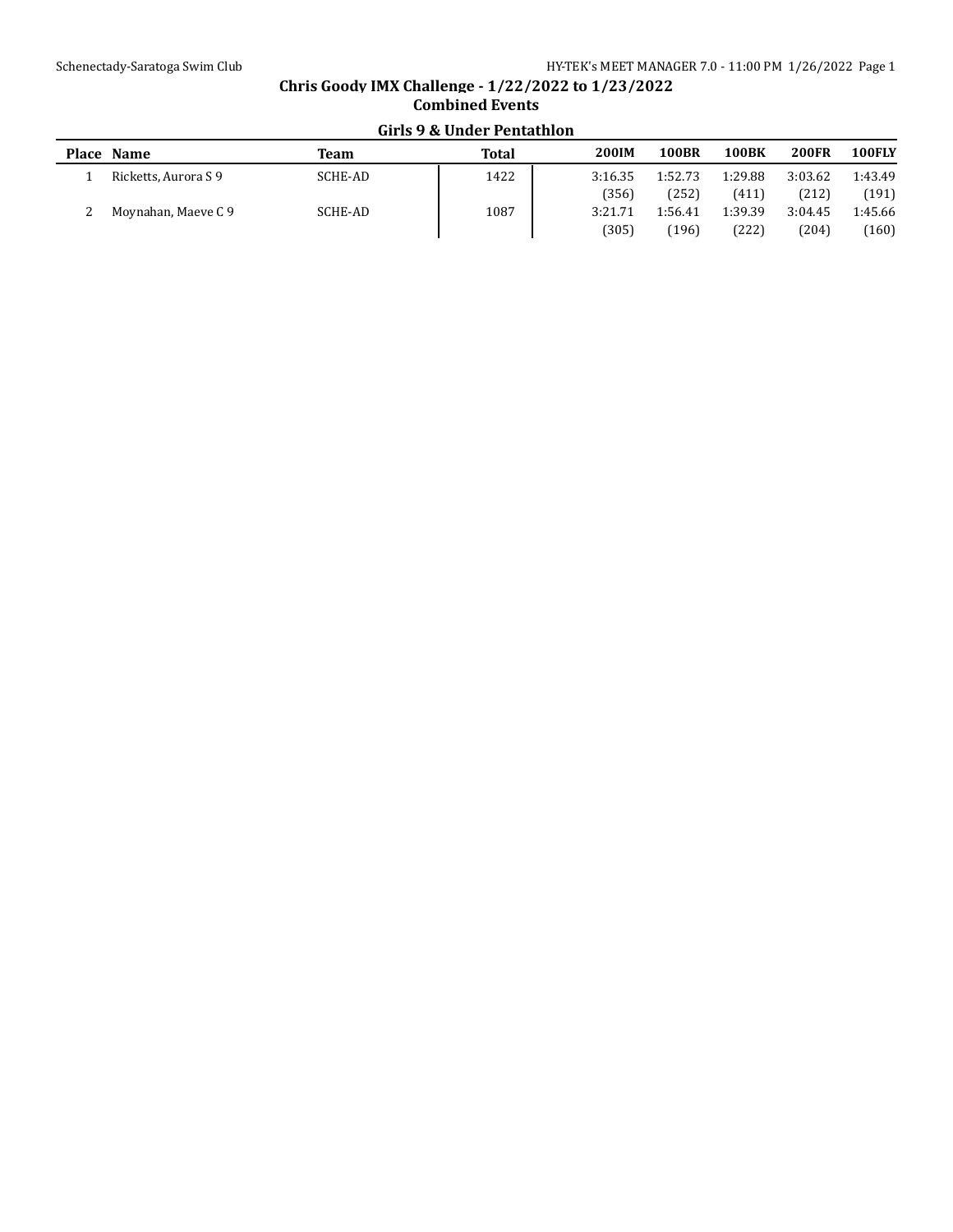# Chris Goody IMX Challenge - 1/22/2022 to 1/23/2022

## Combined Events

### Girls 9 & Under Pentathlon

| Place | Name | Team | Total | 200IM | 100BR | 100BK | 200FR | 100FLY |
|---|---|---|---|---|---|---|---|---|
| 1 | Ricketts, Aurora S 9 | SCHE-AD | 1422 | 3:16.35 | 1:52.73 | 1:29.88 | 3:03.62 | 1:43.49 |
| | | | | (356) | (252) | (411) | (212) | (191) |
| 2 | Moynahan, Maeve C 9 | SCHE-AD | 1087 | 3:21.71 | 1:56.41 | 1:39.39 | 3:04.45 | 1:45.66 |
| | | | | (305) | (196) | (222) | (204) | (160) |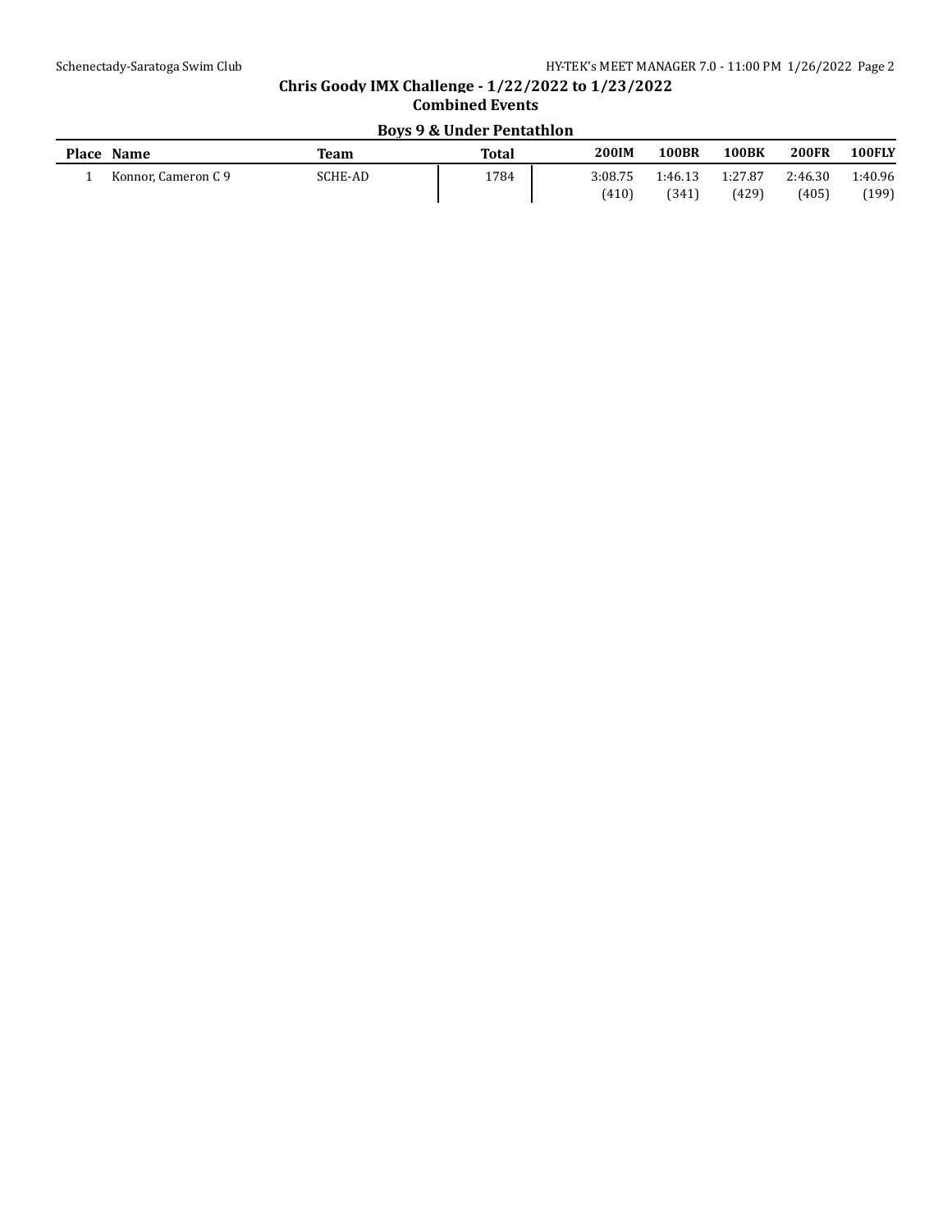## Chris Goody IMX Challenge - 1/22/2022 to 1/23/2022

### Combined Events

#### Boys 9 & Under Pentathlon

| Place | Name | Team | Total | 200IM | 100BR | 100BK | 200FR | 100FLY |
|---|---|---|---|---|---|---|---|---|
| 1 | Konnor, Cameron C 9 | SCHE-AD | 1784 | 3:08.75 (410) | 1:46.13 (341) | 1:27.87 (429) | 2:46.30 (405) | 1:40.96 (199) |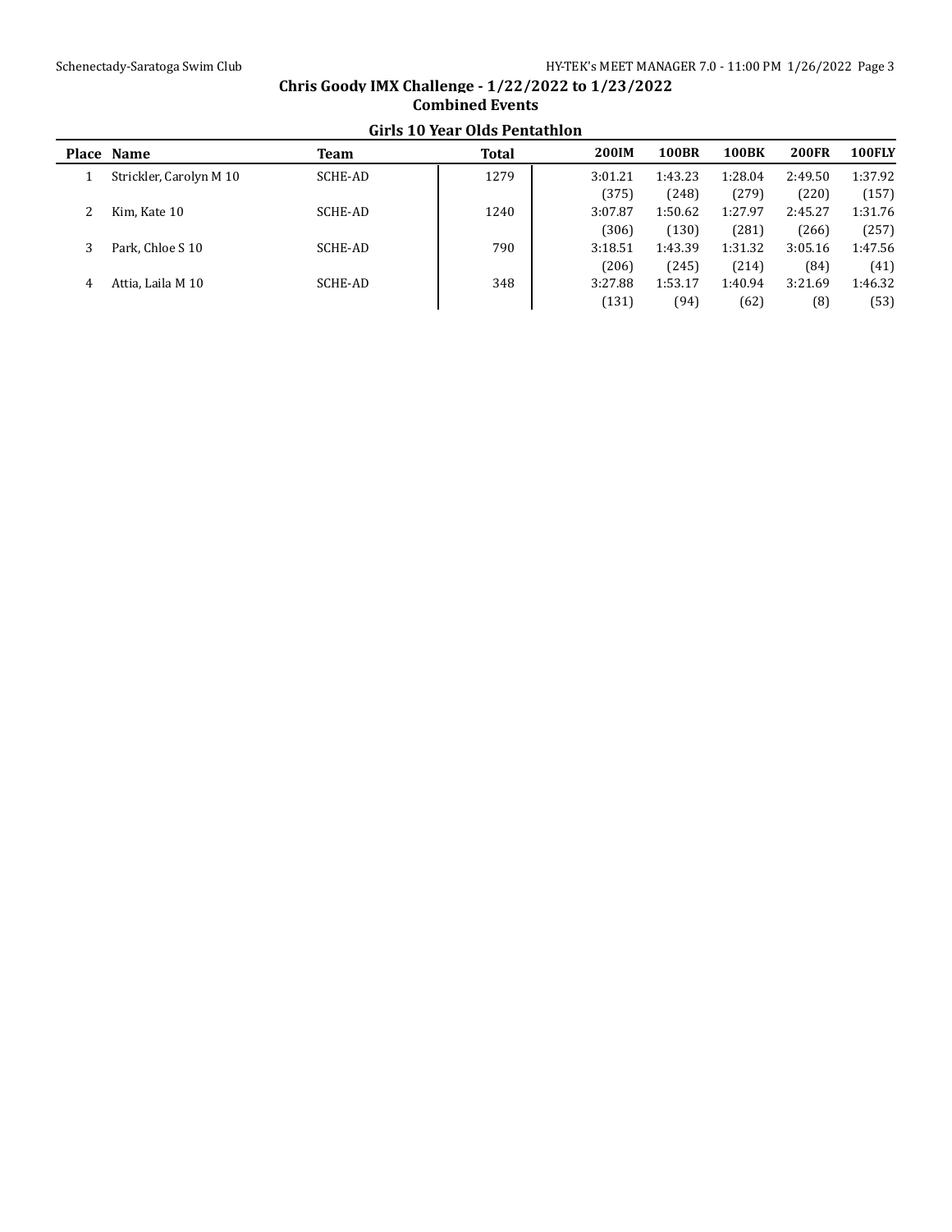## Chris Goody IMX Challenge - 1/22/2022 to 1/23/2022

### Combined Events

### Girls 10 Year Olds Pentathlon

| Place | Name | Team | Total | 200IM | 100BR | 100BK | 200FR | 100FLY |
|---|---|---|---|---|---|---|---|---|
| 1 | Strickler, Carolyn M 10 | SCHE-AD | 1279 | 3:01.21 | 1:43.23 | 1:28.04 | 2:49.50 | 1:37.92 |
| | | | | (375) | (248) | (279) | (220) | (157) |
| 2 | Kim, Kate 10 | SCHE-AD | 1240 | 3:07.87 | 1:50.62 | 1:27.97 | 2:45.27 | 1:31.76 |
| | | | | (306) | (130) | (281) | (266) | (257) |
| 3 | Park, Chloe S 10 | SCHE-AD | 790 | 3:18.51 | 1:43.39 | 1:31.32 | 3:05.16 | 1:47.56 |
| | | | | (206) | (245) | (214) | (84) | (41) |
| 4 | Attia, Laila M 10 | SCHE-AD | 348 | 3:27.88 | 1:53.17 | 1:40.94 | 3:21.69 | 1:46.32 |
| | | | | (131) | (94) | (62) | (8) | (53) |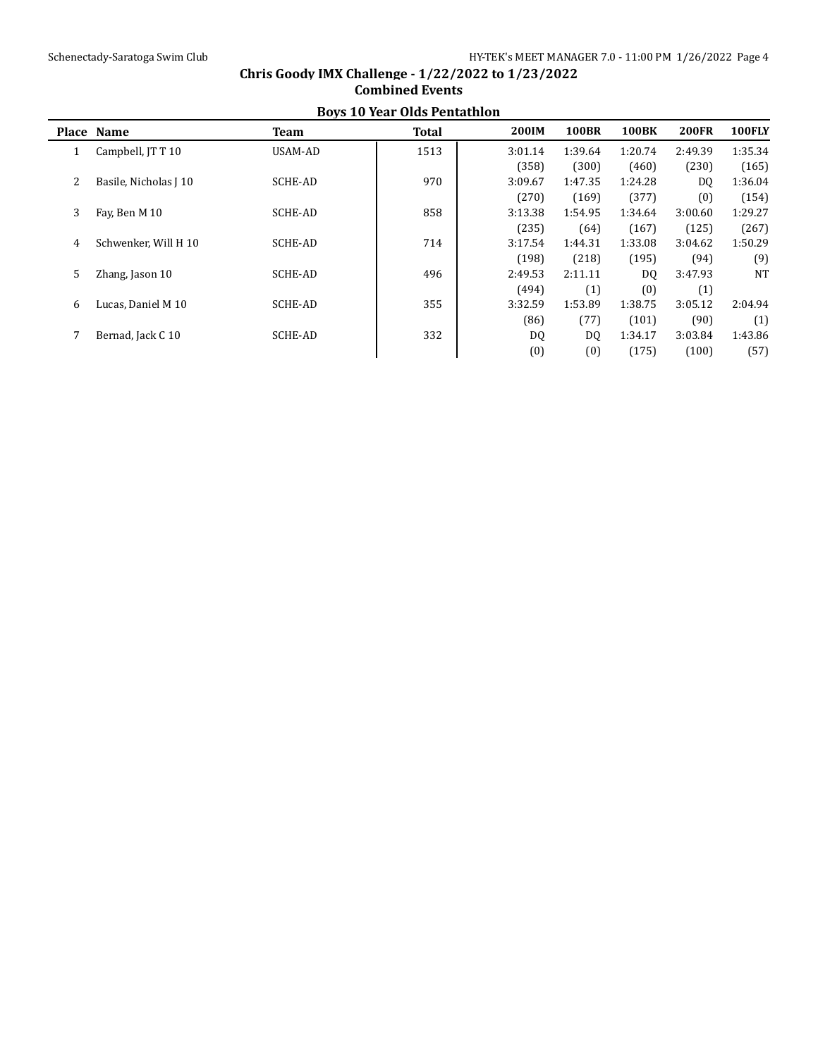## Chris Goody IMX Challenge - 1/22/2022 to 1/23/2022

### Combined Events

### Boys 10 Year Olds Pentathlon

| Place | Name | Team | Total | 200IM | 100BR | 100BK | 200FR | 100FLY |
|---|---|---|---|---|---|---|---|---|
| 1 | Campbell, JT T 10 | USAM-AD | 1513 | 3:01.14 | 1:39.64 | 1:20.74 | 2:49.39 | 1:35.34 |
| | | | | (358) | (300) | (460) | (230) | (165) |
| 2 | Basile, Nicholas J 10 | SCHE-AD | 970 | 3:09.67 | 1:47.35 | 1:24.28 | DQ | 1:36.04 |
| | | | | (270) | (169) | (377) | (0) | (154) |
| 3 | Fay, Ben M 10 | SCHE-AD | 858 | 3:13.38 | 1:54.95 | 1:34.64 | 3:00.60 | 1:29.27 |
| | | | | (235) | (64) | (167) | (125) | (267) |
| 4 | Schwenker, Will H 10 | SCHE-AD | 714 | 3:17.54 | 1:44.31 | 1:33.08 | 3:04.62 | 1:50.29 |
| | | | | (198) | (218) | (195) | (94) | (9) |
| 5 | Zhang, Jason 10 | SCHE-AD | 496 | 2:49.53 | 2:11.11 | DQ | 3:47.93 | NT |
| | | | | (494) | (1) | (0) | (1) | |
| 6 | Lucas, Daniel M 10 | SCHE-AD | 355 | 3:32.59 | 1:53.89 | 1:38.75 | 3:05.12 | 2:04.94 |
| | | | | (86) | (77) | (101) | (90) | (1) |
| 7 | Bernad, Jack C 10 | SCHE-AD | 332 | DQ | DQ | 1:34.17 | 3:03.84 | 1:43.86 |
| | | | | (0) | (0) | (175) | (100) | (57) |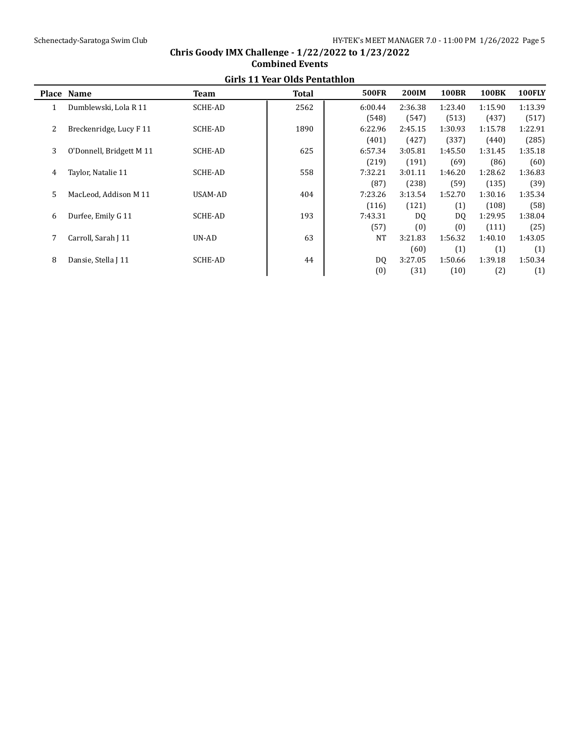## Chris Goody IMX Challenge - 1/22/2022 to 1/23/2022

### Combined Events

### Girls 11 Year Olds Pentathlon

| Place | Name | Team | Total | 500FR | 200IM | 100BR | 100BK | 100FLY |
|---|---|---|---|---|---|---|---|---|
| 1 | Dumblewski, Lola R 11 | SCHE-AD | 2562 | 6:00.44 | 2:36.38 | 1:23.40 | 1:15.90 | 1:13.39 |
| | | | | (548) | (547) | (513) | (437) | (517) |
| 2 | Breckenridge, Lucy F 11 | SCHE-AD | 1890 | 6:22.96 | 2:45.15 | 1:30.93 | 1:15.78 | 1:22.91 |
| | | | | (401) | (427) | (337) | (440) | (285) |
| 3 | O'Donnell, Bridgett M 11 | SCHE-AD | 625 | 6:57.34 | 3:05.81 | 1:45.50 | 1:31.45 | 1:35.18 |
| | | | | (219) | (191) | (69) | (86) | (60) |
| 4 | Taylor, Natalie 11 | SCHE-AD | 558 | 7:32.21 | 3:01.11 | 1:46.20 | 1:28.62 | 1:36.83 |
| | | | | (87) | (238) | (59) | (135) | (39) |
| 5 | MacLeod, Addison M 11 | USAM-AD | 404 | 7:23.26 | 3:13.54 | 1:52.70 | 1:30.16 | 1:35.34 |
| | | | | (116) | (121) | (1) | (108) | (58) |
| 6 | Durfee, Emily G 11 | SCHE-AD | 193 | 7:43.31 | DQ | DQ | 1:29.95 | 1:38.04 |
| | | | | (57) | (0) | (0) | (111) | (25) |
| 7 | Carroll, Sarah J 11 | UN-AD | 63 | NT | 3:21.83 | 1:56.32 | 1:40.10 | 1:43.05 |
| | | | | | (60) | (1) | (1) | (1) |
| 8 | Dansie, Stella J 11 | SCHE-AD | 44 | DQ | 3:27.05 | 1:50.66 | 1:39.18 | 1:50.34 |
| | | | | (0) | (31) | (10) | (2) | (1) |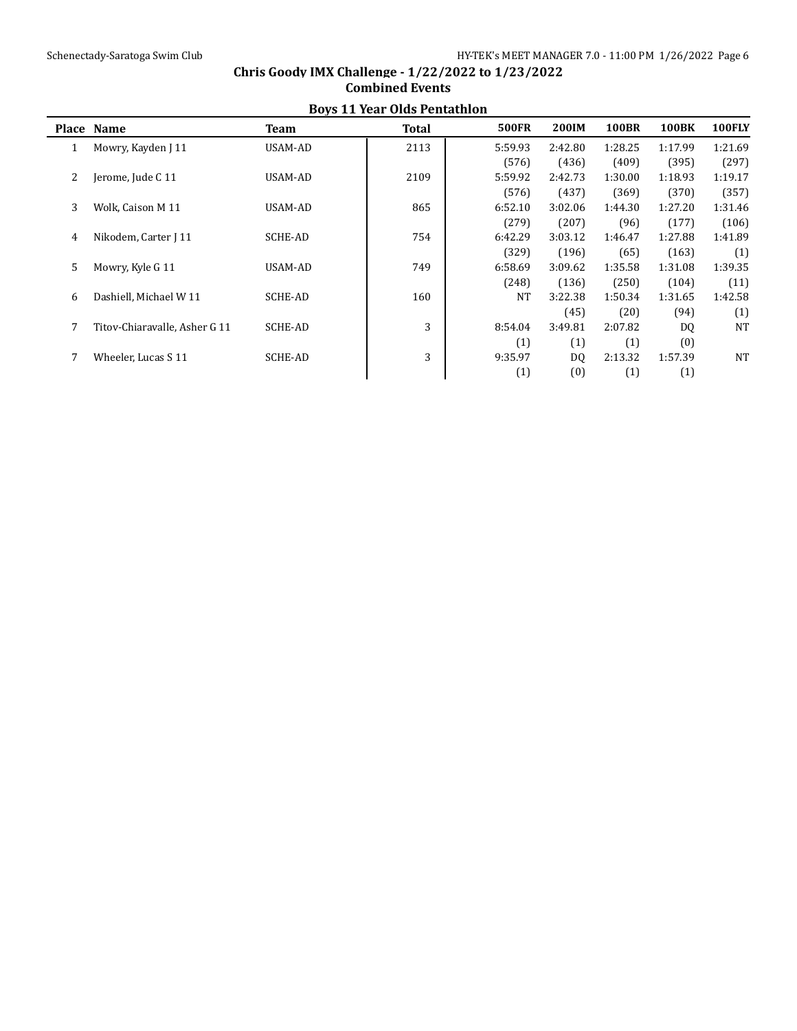# Chris Goody IMX Challenge - 1/22/2022 to 1/23/2022

## Combined Events

### Boys 11 Year Olds Pentathlon

| Place | Name | Team | Total | 500FR | 200IM | 100BR | 100BK | 100FLY |
|---|---|---|---|---|---|---|---|---|
| 1 | Mowry, Kayden J 11 | USAM-AD | 2113 | 5:59.93 | 2:42.80 | 1:28.25 | 1:17.99 | 1:21.69 |
| | | | | (576) | (436) | (409) | (395) | (297) |
| 2 | Jerome, Jude C 11 | USAM-AD | 2109 | 5:59.92 | 2:42.73 | 1:30.00 | 1:18.93 | 1:19.17 |
| | | | | (576) | (437) | (369) | (370) | (357) |
| 3 | Wolk, Caison M 11 | USAM-AD | 865 | 6:52.10 | 3:02.06 | 1:44.30 | 1:27.20 | 1:31.46 |
| | | | | (279) | (207) | (96) | (177) | (106) |
| 4 | Nikodem, Carter J 11 | SCHE-AD | 754 | 6:42.29 | 3:03.12 | 1:46.47 | 1:27.88 | 1:41.89 |
| | | | | (329) | (196) | (65) | (163) | (1) |
| 5 | Mowry, Kyle G 11 | USAM-AD | 749 | 6:58.69 | 3:09.62 | 1:35.58 | 1:31.08 | 1:39.35 |
| | | | | (248) | (136) | (250) | (104) | (11) |
| 6 | Dashiell, Michael W 11 | SCHE-AD | 160 | NT | 3:22.38 | 1:50.34 | 1:31.65 | 1:42.58 |
| | | | | | (45) | (20) | (94) | (1) |
| 7 | Titov-Chiaravalle, Asher G 11 | SCHE-AD | 3 | 8:54.04 | 3:49.81 | 2:07.82 | DQ | NT |
| | | | | (1) | (1) | (1) | (0) | |
| 7 | Wheeler, Lucas S 11 | SCHE-AD | 3 | 9:35.97 | DQ | 2:13.32 | 1:57.39 | NT |
| | | | | (1) | (0) | (1) | (1) | |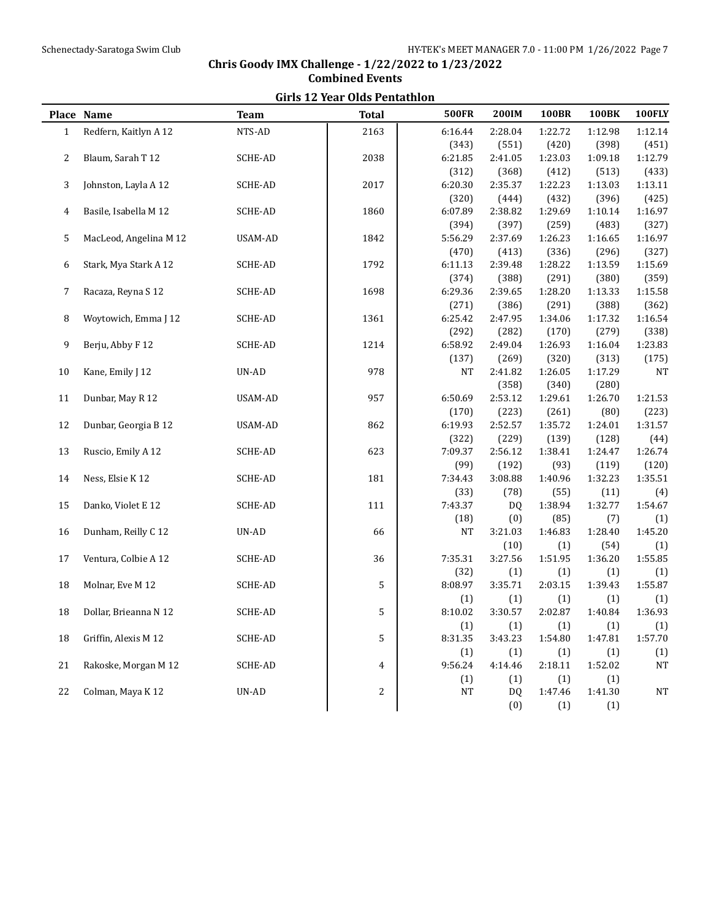## Chris Goody IMX Challenge - 1/22/2022 to 1/23/2022

### Combined Events

#### Girls 12 Year Olds Pentathlon

| Place | Name | Team | Total | 500FR | 200IM | 100BR | 100BK | 100FLY |
|---|---|---|---|---|---|---|---|---|
| 1 | Redfern, Kaitlyn A 12 | NTS-AD | 2163 | 6:16.44 | 2:28.04 | 1:22.72 | 1:12.98 | 1:12.14 |
| | | | | (343) | (551) | (420) | (398) | (451) |
| 2 | Blaum, Sarah T 12 | SCHE-AD | 2038 | 6:21.85 | 2:41.05 | 1:23.03 | 1:09.18 | 1:12.79 |
| | | | | (312) | (368) | (412) | (513) | (433) |
| 3 | Johnston, Layla A 12 | SCHE-AD | 2017 | 6:20.30 | 2:35.37 | 1:22.23 | 1:13.03 | 1:13.11 |
| | | | | (320) | (444) | (432) | (396) | (425) |
| 4 | Basile, Isabella M 12 | SCHE-AD | 1860 | 6:07.89 | 2:38.82 | 1:29.69 | 1:10.14 | 1:16.97 |
| | | | | (394) | (397) | (259) | (483) | (327) |
| 5 | MacLeod, Angelina M 12 | USAM-AD | 1842 | 5:56.29 | 2:37.69 | 1:26.23 | 1:16.65 | 1:16.97 |
| | | | | (470) | (413) | (336) | (296) | (327) |
| 6 | Stark, Mya Stark A 12 | SCHE-AD | 1792 | 6:11.13 | 2:39.48 | 1:28.22 | 1:13.59 | 1:15.69 |
| | | | | (374) | (388) | (291) | (380) | (359) |
| 7 | Racaza, Reyna S 12 | SCHE-AD | 1698 | 6:29.36 | 2:39.65 | 1:28.20 | 1:13.33 | 1:15.58 |
| | | | | (271) | (386) | (291) | (388) | (362) |
| 8 | Woytowich, Emma J 12 | SCHE-AD | 1361 | 6:25.42 | 2:47.95 | 1:34.06 | 1:17.32 | 1:16.54 |
| | | | | (292) | (282) | (170) | (279) | (338) |
| 9 | Berju, Abby F 12 | SCHE-AD | 1214 | 6:58.92 | 2:49.04 | 1:26.93 | 1:16.04 | 1:23.83 |
| | | | | (137) | (269) | (320) | (313) | (175) |
| 10 | Kane, Emily J 12 | UN-AD | 978 | NT | 2:41.82 | 1:26.05 | 1:17.29 | NT |
| | | | | | (358) | (340) | (280) | |
| 11 | Dunbar, May R 12 | USAM-AD | 957 | 6:50.69 | 2:53.12 | 1:29.61 | 1:26.70 | 1:21.53 |
| | | | | (170) | (223) | (261) | (80) | (223) |
| 12 | Dunbar, Georgia B 12 | USAM-AD | 862 | 6:19.93 | 2:52.57 | 1:35.72 | 1:24.01 | 1:31.57 |
| | | | | (322) | (229) | (139) | (128) | (44) |
| 13 | Ruscio, Emily A 12 | SCHE-AD | 623 | 7:09.37 | 2:56.12 | 1:38.41 | 1:24.47 | 1:26.74 |
| | | | | (99) | (192) | (93) | (119) | (120) |
| 14 | Ness, Elsie K 12 | SCHE-AD | 181 | 7:34.43 | 3:08.88 | 1:40.96 | 1:32.23 | 1:35.51 |
| | | | | (33) | (78) | (55) | (11) | (4) |
| 15 | Danko, Violet E 12 | SCHE-AD | 111 | 7:43.37 | DQ | 1:38.94 | 1:32.77 | 1:54.67 |
| | | | | (18) | (0) | (85) | (7) | (1) |
| 16 | Dunham, Reilly C 12 | UN-AD | 66 | NT | 3:21.03 | 1:46.83 | 1:28.40 | 1:45.20 |
| | | | | | (10) | (1) | (54) | (1) |
| 17 | Ventura, Colbie A 12 | SCHE-AD | 36 | 7:35.31 | 3:27.56 | 1:51.95 | 1:36.20 | 1:55.85 |
| | | | | (32) | (1) | (1) | (1) | (1) |
| 18 | Molnar, Eve M 12 | SCHE-AD | 5 | 8:08.97 | 3:35.71 | 2:03.15 | 1:39.43 | 1:55.87 |
| | | | | (1) | (1) | (1) | (1) | (1) |
| 18 | Dollar, Brieanna N 12 | SCHE-AD | 5 | 8:10.02 | 3:30.57 | 2:02.87 | 1:40.84 | 1:36.93 |
| | | | | (1) | (1) | (1) | (1) | (1) |
| 18 | Griffin, Alexis M 12 | SCHE-AD | 5 | 8:31.35 | 3:43.23 | 1:54.80 | 1:47.81 | 1:57.70 |
| | | | | (1) | (1) | (1) | (1) | (1) |
| 21 | Rakoske, Morgan M 12 | SCHE-AD | 4 | 9:56.24 | 4:14.46 | 2:18.11 | 1:52.02 | NT |
| | | | | (1) | (1) | (1) | (1) | |
| 22 | Colman, Maya K 12 | UN-AD | 2 | NT | DQ | 1:47.46 | 1:41.30 | NT |
| | | | | | (0) | (1) | (1) | |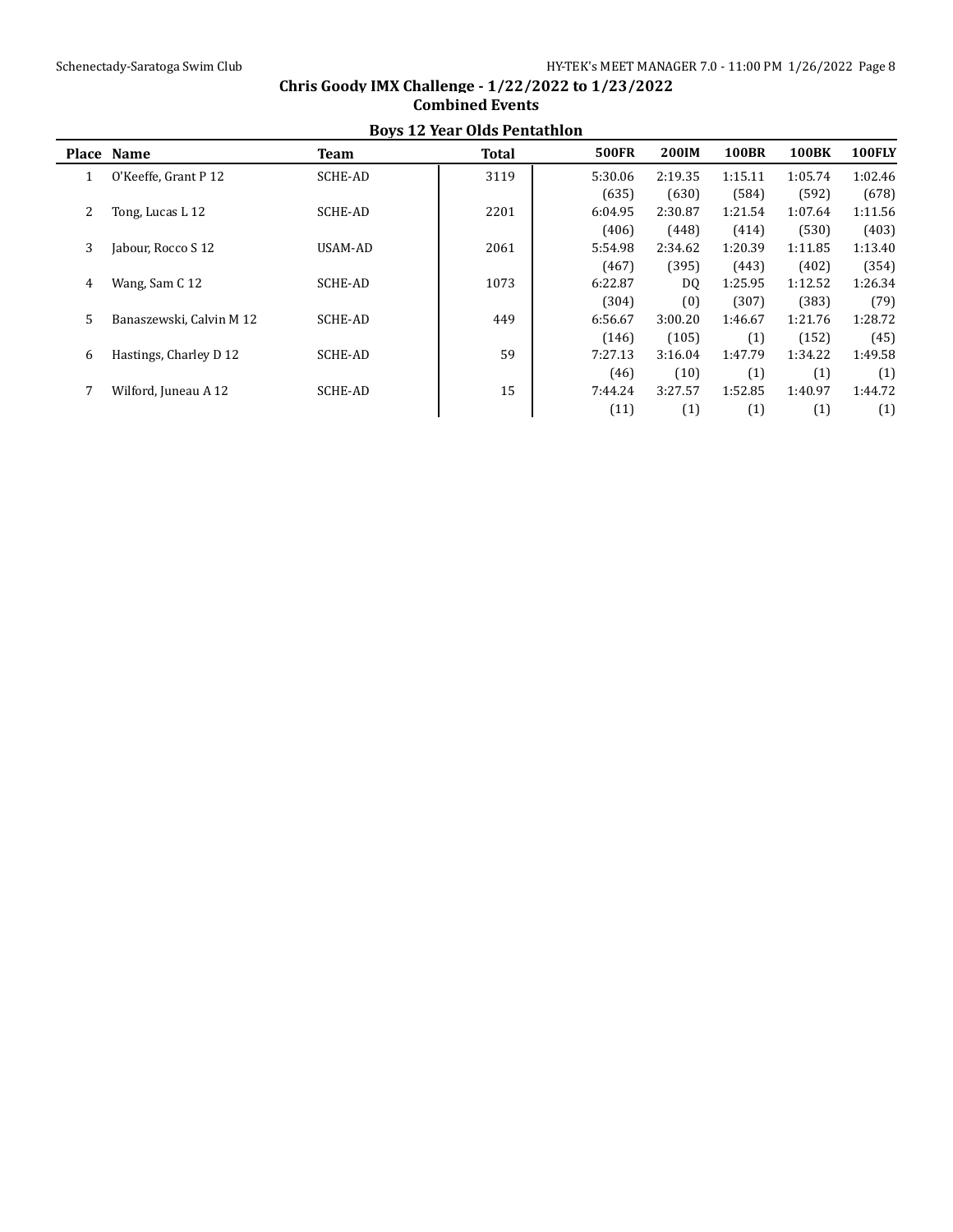## Chris Goody IMX Challenge - 1/22/2022 to 1/23/2022

### Combined Events

#### Boys 12 Year Olds Pentathlon

| Place | Name | Team | Total | 500FR | 200IM | 100BR | 100BK | 100FLY |
|---|---|---|---|---|---|---|---|---|
| 1 | O'Keeffe, Grant P 12 | SCHE-AD | 3119 | 5:30.06 | 2:19.35 | 1:15.11 | 1:05.74 | 1:02.46 |
| | | | | (635) | (630) | (584) | (592) | (678) |
| 2 | Tong, Lucas L 12 | SCHE-AD | 2201 | 6:04.95 | 2:30.87 | 1:21.54 | 1:07.64 | 1:11.56 |
| | | | | (406) | (448) | (414) | (530) | (403) |
| 3 | Jabour, Rocco S 12 | USAM-AD | 2061 | 5:54.98 | 2:34.62 | 1:20.39 | 1:11.85 | 1:13.40 |
| | | | | (467) | (395) | (443) | (402) | (354) |
| 4 | Wang, Sam C 12 | SCHE-AD | 1073 | 6:22.87 | DQ | 1:25.95 | 1:12.52 | 1:26.34 |
| | | | | (304) | (0) | (307) | (383) | (79) |
| 5 | Banaszewski, Calvin M 12 | SCHE-AD | 449 | 6:56.67 | 3:00.20 | 1:46.67 | 1:21.76 | 1:28.72 |
| | | | | (146) | (105) | (1) | (152) | (45) |
| 6 | Hastings, Charley D 12 | SCHE-AD | 59 | 7:27.13 | 3:16.04 | 1:47.79 | 1:34.22 | 1:49.58 |
| | | | | (46) | (10) | (1) | (1) | (1) |
| 7 | Wilford, Juneau A 12 | SCHE-AD | 15 | 7:44.24 | 3:27.57 | 1:52.85 | 1:40.97 | 1:44.72 |
| | | | | (11) | (1) | (1) | (1) | (1) |